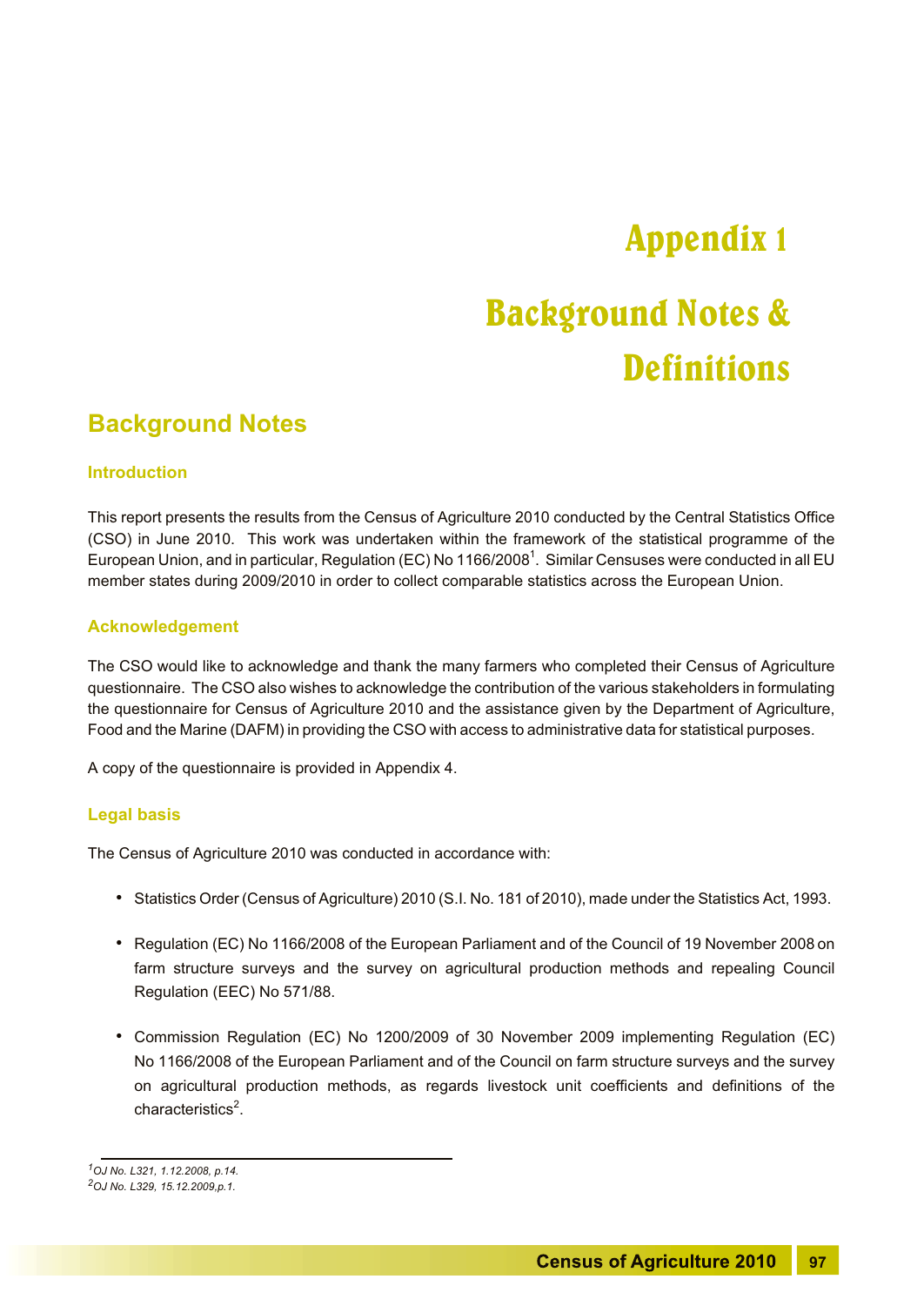# Appendix 1

# Background Notes & Definitions

## Background Notes

### Introduction

This report presents the results from the Census of Agriculture 2010 conducted by the Central Statistics Office (CSO) in June 2010. This work was undertaken within the framework of the statistical programme of the European Union, and in particular, Regulation (EC) No 1166/2008[1]. Similar Censuses were conducted in all EU member states during 2009/2010 in order to collect comparable statistics across the European Union.

### Acknowledgement

The CSO would like to acknowledge and thank the many farmers who completed their Census of Agriculture questionnaire. The CSO also wishes to acknowledge the contribution of the various stakeholders in formulating the questionnaire for Census of Agriculture 2010 and the assistance given by the Department of Agriculture, Food and the Marine (DAFM) in providing the CSO with access to administrative data for statistical purposes.

A copy of the questionnaire is provided in Appendix 4.

### Legal basis

The Census of Agriculture 2010 was conducted in accordance with:

- Statistics Order (Census of Agriculture) 2010 (S.I. No. 181 of 2010), made under the Statistics Act, 1993.
- Regulation (EC) No 1166/2008 of the European Parliament and of the Council of 19 November 2008 on farm structure surveys and the survey on agricultural production methods and repealing Council Regulation (EEC) No 571/88.
- Commission Regulation (EC) No 1200/2009 of 30 November 2009 implementing Regulation (EC) No 1166/2008 of the European Parliament and of the Council on farm structure surveys and the survey on agricultural production methods, as regards livestock unit coefficients and definitions of the characteristics[2].

---

*[1] OJ No. L321, 1.12.2008, p.14.*
*[2] OJ No. L329, 15.12.2009, p.1.*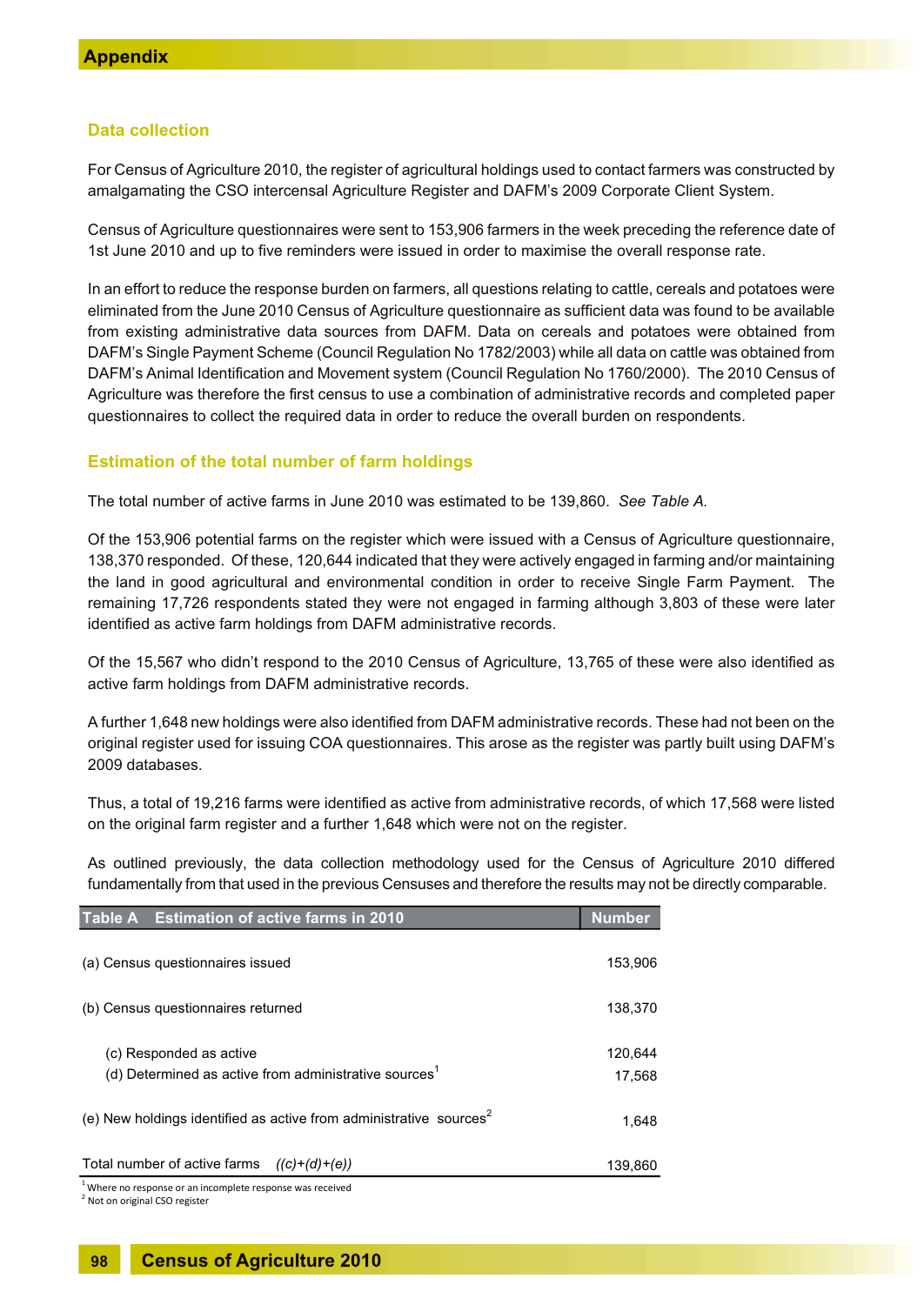# Appendix

## Data collection

For Census of Agriculture 2010, the register of agricultural holdings used to contact farmers was constructed by amalgamating the CSO intercensal Agriculture Register and DAFM's 2009 Corporate Client System.

Census of Agriculture questionnaires were sent to 153,906 farmers in the week preceding the reference date of 1st June 2010 and up to five reminders were issued in order to maximise the overall response rate.

In an effort to reduce the response burden on farmers, all questions relating to cattle, cereals and potatoes were eliminated from the June 2010 Census of Agriculture questionnaire as sufficient data was found to be available from existing administrative data sources from DAFM. Data on cereals and potatoes were obtained from DAFM's Single Payment Scheme (Council Regulation No 1782/2003) while all data on cattle was obtained from DAFM's Animal Identification and Movement system (Council Regulation No 1760/2000). The 2010 Census of Agriculture was therefore the first census to use a combination of administrative records and completed paper questionnaires to collect the required data in order to reduce the overall burden on respondents.

## Estimation of the total number of farm holdings

The total number of active farms in June 2010 was estimated to be 139,860. *See Table A.*

Of the 153,906 potential farms on the register which were issued with a Census of Agriculture questionnaire, 138,370 responded. Of these, 120,644 indicated that they were actively engaged in farming and/or maintaining the land in good agricultural and environmental condition in order to receive Single Farm Payment. The remaining 17,726 respondents stated they were not engaged in farming although 3,803 of these were later identified as active farm holdings from DAFM administrative records.

Of the 15,567 who didn't respond to the 2010 Census of Agriculture, 13,765 of these were also identified as active farm holdings from DAFM administrative records.

A further 1,648 new holdings were also identified from DAFM administrative records. These had not been on the original register used for issuing COA questionnaires. This arose as the register was partly built using DAFM's 2009 databases.

Thus, a total of 19,216 farms were identified as active from administrative records, of which 17,568 were listed on the original farm register and a further 1,648 which were not on the register.

As outlined previously, the data collection methodology used for the Census of Agriculture 2010 differed fundamentally from that used in the previous Censuses and therefore the results may not be directly comparable.

| Table A Estimation of active farms in 2010 | Number |
|---|---|
| (a) Census questionnaires issued | 153,906 |
| (b) Census questionnaires returned | 138,370 |
| (c) Responded as active | 120,644 |
| (d) Determined as active from administrative sources[1] | 17,568 |
| (e) New holdings identified as active from administrative sources[2] | 1,648 |
| Total number of active farms *((c)+(d)+(e))* | 139,860 |

[1] Where no response or an incomplete response was received

[2] Not on original CSO register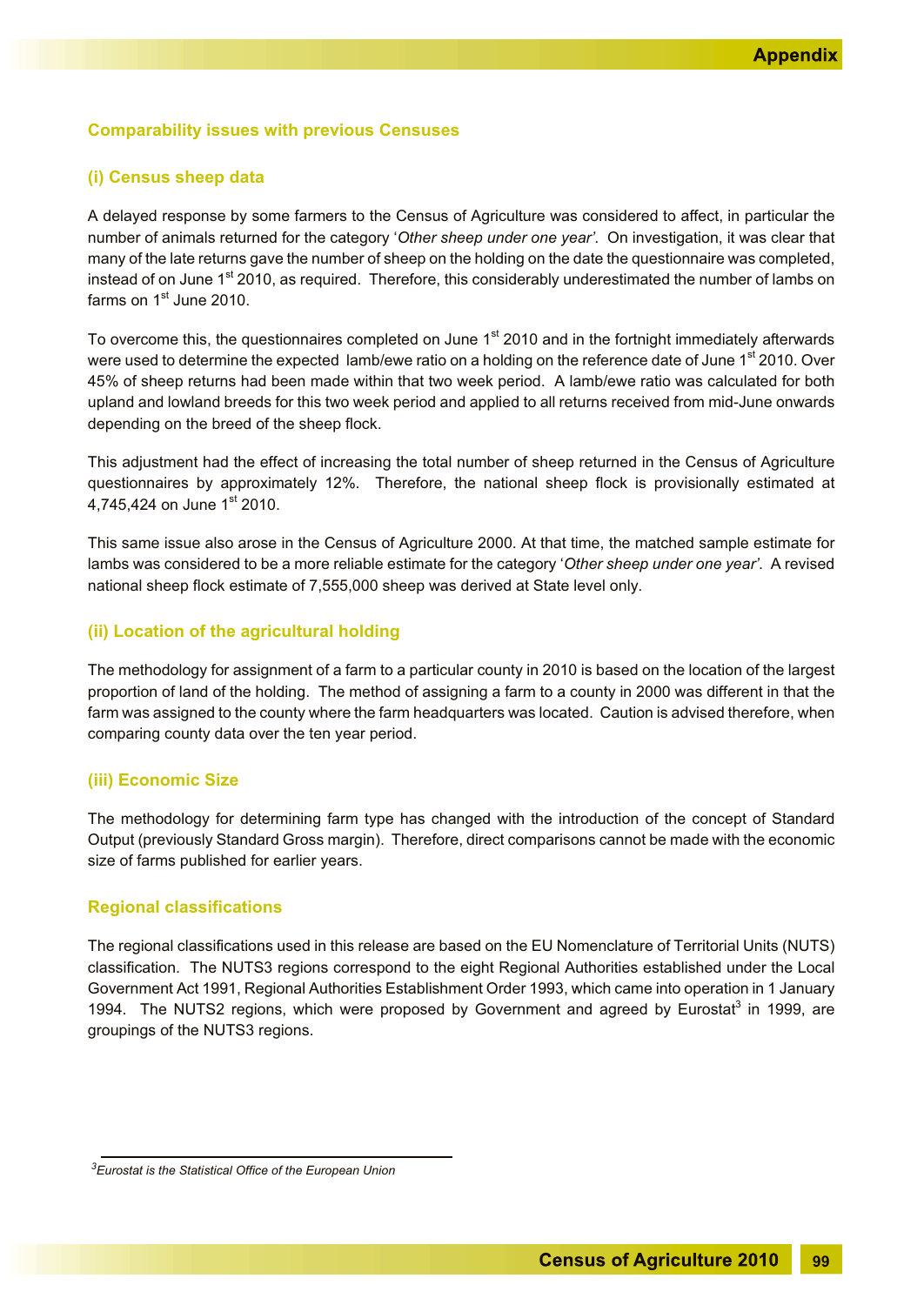## Comparability issues with previous Censuses

### (i) Census sheep data

A delayed response by some farmers to the Census of Agriculture was considered to affect, in particular the number of animals returned for the category '*Other sheep under one year'*. On investigation, it was clear that many of the late returns gave the number of sheep on the holding on the date the questionnaire was completed, instead of on June 1st 2010, as required. Therefore, this considerably underestimated the number of lambs on farms on 1st June 2010.

To overcome this, the questionnaires completed on June 1st 2010 and in the fortnight immediately afterwards were used to determine the expected lamb/ewe ratio on a holding on the reference date of June 1st 2010. Over 45% of sheep returns had been made within that two week period. A lamb/ewe ratio was calculated for both upland and lowland breeds for this two week period and applied to all returns received from mid-June onwards depending on the breed of the sheep flock.

This adjustment had the effect of increasing the total number of sheep returned in the Census of Agriculture questionnaires by approximately 12%. Therefore, the national sheep flock is provisionally estimated at 4,745,424 on June 1st 2010.

This same issue also arose in the Census of Agriculture 2000. At that time, the matched sample estimate for lambs was considered to be a more reliable estimate for the category '*Other sheep under one year'*. A revised national sheep flock estimate of 7,555,000 sheep was derived at State level only.

### (ii) Location of the agricultural holding

The methodology for assignment of a farm to a particular county in 2010 is based on the location of the largest proportion of land of the holding. The method of assigning a farm to a county in 2000 was different in that the farm was assigned to the county where the farm headquarters was located. Caution is advised therefore, when comparing county data over the ten year period.

### (iii) Economic Size

The methodology for determining farm type has changed with the introduction of the concept of Standard Output (previously Standard Gross margin). Therefore, direct comparisons cannot be made with the economic size of farms published for earlier years.

## Regional classifications

The regional classifications used in this release are based on the EU Nomenclature of Territorial Units (NUTS) classification. The NUTS3 regions correspond to the eight Regional Authorities established under the Local Government Act 1991, Regional Authorities Establishment Order 1993, which came into operation in 1 January 1994. The NUTS2 regions, which were proposed by Government and agreed by Eurostat[3] in 1999, are groupings of the NUTS3 regions.

---

[3] *Eurostat is the Statistical Office of the European Union*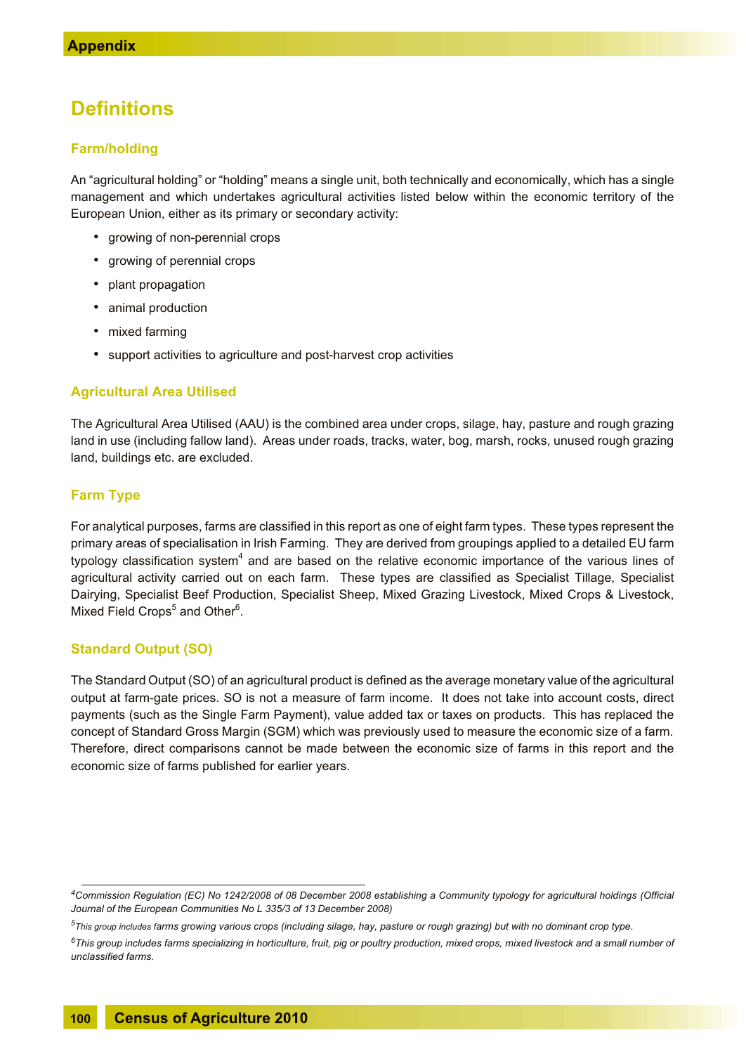## Definitions

### Farm/holding

An "agricultural holding" or "holding" means a single unit, both technically and economically, which has a single management and which undertakes agricultural activities listed below within the economic territory of the European Union, either as its primary or secondary activity:

- growing of non-perennial crops
- growing of perennial crops
- plant propagation
- animal production
- mixed farming
- support activities to agriculture and post-harvest crop activities

### Agricultural Area Utilised

The Agricultural Area Utilised (AAU) is the combined area under crops, silage, hay, pasture and rough grazing land in use (including fallow land). Areas under roads, tracks, water, bog, marsh, rocks, unused rough grazing land, buildings etc. are excluded.

### Farm Type

For analytical purposes, farms are classified in this report as one of eight farm types. These types represent the primary areas of specialisation in Irish Farming. They are derived from groupings applied to a detailed EU farm typology classification system[4] and are based on the relative economic importance of the various lines of agricultural activity carried out on each farm. These types are classified as Specialist Tillage, Specialist Dairying, Specialist Beef Production, Specialist Sheep, Mixed Grazing Livestock, Mixed Crops & Livestock, Mixed Field Crops[5] and Other[6].

### Standard Output (SO)

The Standard Output (SO) of an agricultural product is defined as the average monetary value of the agricultural output at farm-gate prices. SO is not a measure of farm income. It does not take into account costs, direct payments (such as the Single Farm Payment), value added tax or taxes on products. This has replaced the concept of Standard Gross Margin (SGM) which was previously used to measure the economic size of a farm. Therefore, direct comparisons cannot be made between the economic size of farms in this report and the economic size of farms published for earlier years.

---

[4] *Commission Regulation (EC) No 1242/2008 of 08 December 2008 establishing a Community typology for agricultural holdings (Official Journal of the European Communities No L 335/3 of 13 December 2008)*

[5] *This group includes farms growing various crops (including silage, hay, pasture or rough grazing) but with no dominant crop type.*

[6] *This group includes farms specializing in horticulture, fruit, pig or poultry production, mixed crops, mixed livestock and a small number of unclassified farms.*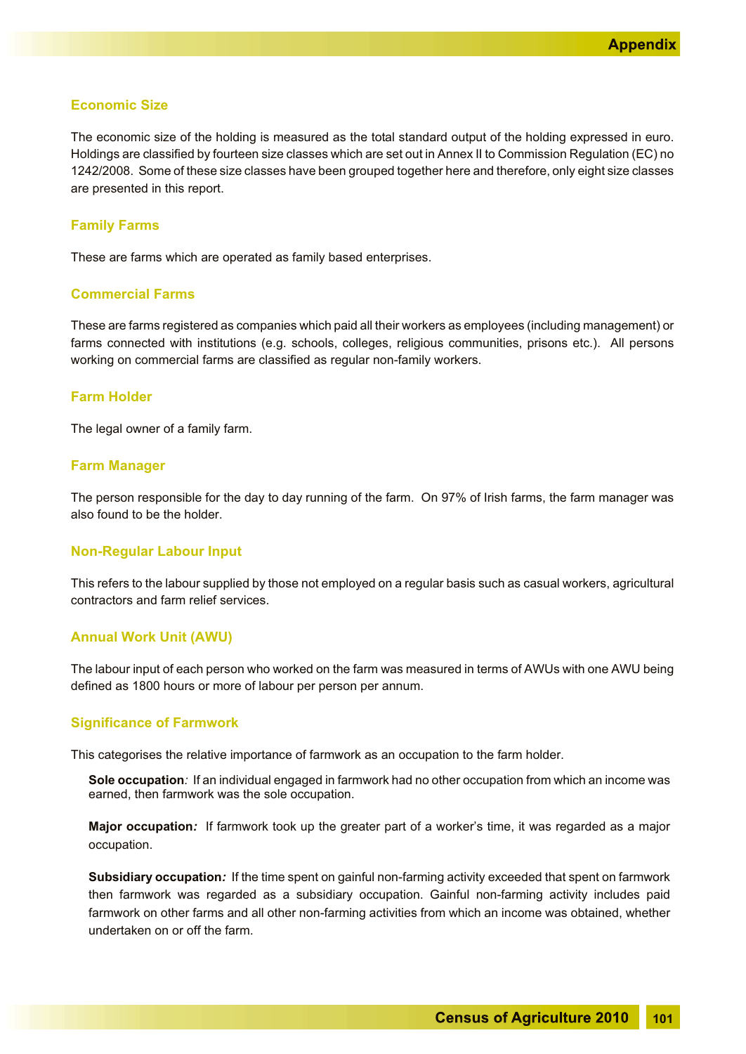### Economic Size

The economic size of the holding is measured as the total standard output of the holding expressed in euro. Holdings are classified by fourteen size classes which are set out in Annex II to Commission Regulation (EC) no 1242/2008. Some of these size classes have been grouped together here and therefore, only eight size classes are presented in this report.

### Family Farms

These are farms which are operated as family based enterprises.

### Commercial Farms

These are farms registered as companies which paid all their workers as employees (including management) or farms connected with institutions (e.g. schools, colleges, religious communities, prisons etc.). All persons working on commercial farms are classified as regular non-family workers.

### Farm Holder

The legal owner of a family farm.

### Farm Manager

The person responsible for the day to day running of the farm. On 97% of Irish farms, the farm manager was also found to be the holder.

### Non-Regular Labour Input

This refers to the labour supplied by those not employed on a regular basis such as casual workers, agricultural contractors and farm relief services.

### Annual Work Unit (AWU)

The labour input of each person who worked on the farm was measured in terms of AWUs with one AWU being defined as 1800 hours or more of labour per person per annum.

### Significance of Farmwork

This categorises the relative importance of farmwork as an occupation to the farm holder.

**Sole occupation***:* If an individual engaged in farmwork had no other occupation from which an income was earned, then farmwork was the sole occupation.

**Major occupation***:* If farmwork took up the greater part of a worker's time, it was regarded as a major occupation.

**Subsidiary occupation***:* If the time spent on gainful non-farming activity exceeded that spent on farmwork then farmwork was regarded as a subsidiary occupation. Gainful non-farming activity includes paid farmwork on other farms and all other non-farming activities from which an income was obtained, whether undertaken on or off the farm.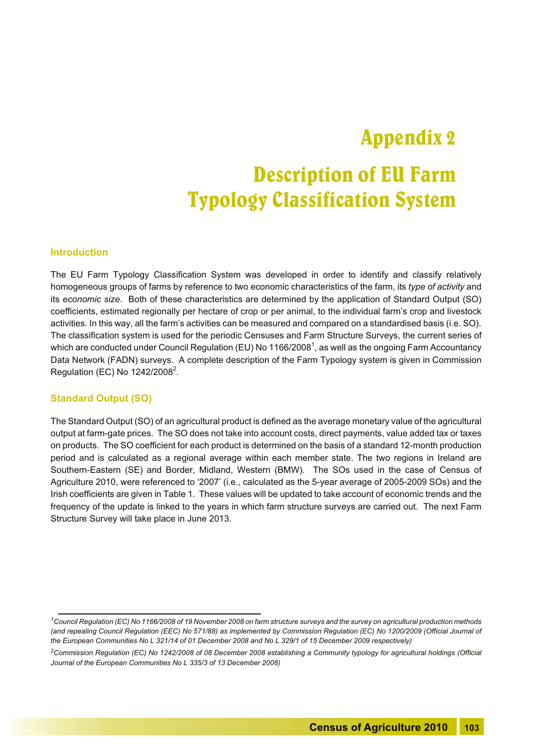# Appendix 2

# Description of EU Farm Typology Classification System

## Introduction

The EU Farm Typology Classification System was developed in order to identify and classify relatively homogeneous groups of farms by reference to two economic characteristics of the farm, its *type of activity* and its *economic size*. Both of these characteristics are determined by the application of Standard Output (SO) coefficients, estimated regionally per hectare of crop or per animal, to the individual farm's crop and livestock activities. In this way, all the farm's activities can be measured and compared on a standardised basis (i.e. SO). The classification system is used for the periodic Censuses and Farm Structure Surveys, the current series of which are conducted under Council Regulation (EU) No 1166/2008[1], as well as the ongoing Farm Accountancy Data Network (FADN) surveys. A complete description of the Farm Typology system is given in Commission Regulation (EC) No 1242/2008[2].

## Standard Output (SO)

The Standard Output (SO) of an agricultural product is defined as the average monetary value of the agricultural output at farm-gate prices. The SO does not take into account costs, direct payments, value added tax or taxes on products. The SO coefficient for each product is determined on the basis of a standard 12-month production period and is calculated as a regional average within each member state. The two regions in Ireland are Southern-Eastern (SE) and Border, Midland, Western (BMW). The SOs used in the case of Census of Agriculture 2010, were referenced to '2007' (i.e., calculated as the 5-year average of 2005-2009 SOs) and the Irish coefficients are given in Table 1. These values will be updated to take account of economic trends and the frequency of the update is linked to the years in which farm structure surveys are carried out. The next Farm Structure Survey will take place in June 2013.

---

[1] *Council Regulation (EC) No 1166/2008 of 19 November 2008 on farm structure surveys and the survey on agricultural production methods (and repealing Council Regulation (EEC) No 571/88) as implemented by Commission Regulation (EC) No 1200/2009 (Official Journal of the European Communities No L 321/14 of 01 December 2008 and No L 329/1 of 15 December 2009 respectively)*

[2] *Commission Regulation (EC) No 1242/2008 of 08 December 2008 establishing a Community typology for agricultural holdings (Official Journal of the European Communities No L 335/3 of 13 December 2008)*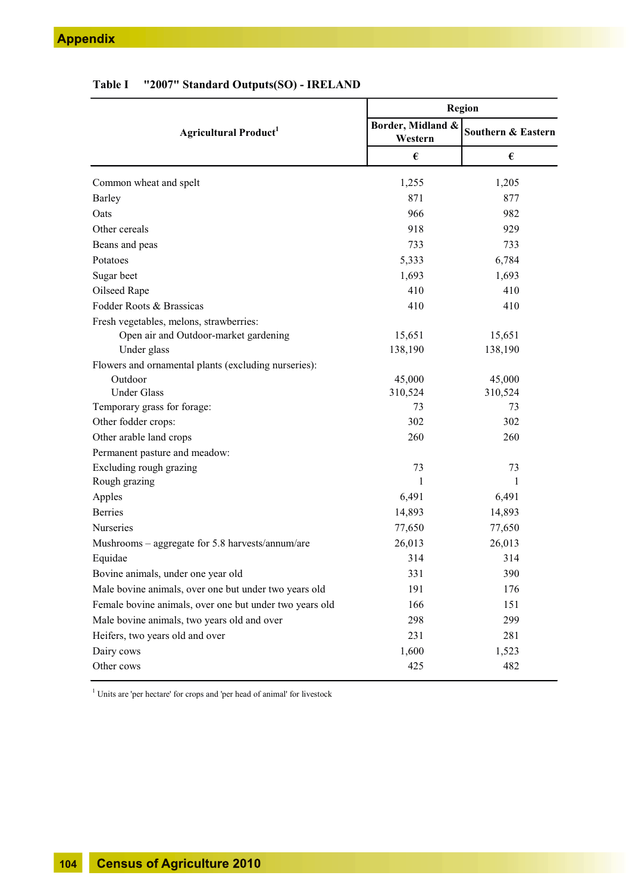## Appendix

**Table I "2007" Standard Outputs(SO) - IRELAND**

| Agricultural Product[1] | Region | |
|---|---|---|
| | Border, Midland & Western | Southern & Eastern |
| | € | € |
| Common wheat and spelt | 1,255 | 1,205 |
| Barley | 871 | 877 |
| Oats | 966 | 982 |
| Other cereals | 918 | 929 |
| Beans and peas | 733 | 733 |
| Potatoes | 5,333 | 6,784 |
| Sugar beet | 1,693 | 1,693 |
| Oilseed Rape | 410 | 410 |
| Fodder Roots & Brassicas | 410 | 410 |
| Fresh vegetables, melons, strawberries: | | |
| Open air and Outdoor-market gardening | 15,651 | 15,651 |
| Under glass | 138,190 | 138,190 |
| Flowers and ornamental plants (excluding nurseries): | | |
| Outdoor | 45,000 | 45,000 |
| Under Glass | 310,524 | 310,524 |
| Temporary grass for forage: | 73 | 73 |
| Other fodder crops: | 302 | 302 |
| Other arable land crops | 260 | 260 |
| Permanent pasture and meadow: | | |
| Excluding rough grazing | 73 | 73 |
| Rough grazing | 1 | 1 |
| Apples | 6,491 | 6,491 |
| Berries | 14,893 | 14,893 |
| Nurseries | 77,650 | 77,650 |
| Mushrooms – aggregate for 5.8 harvests/annum/are | 26,013 | 26,013 |
| Equidae | 314 | 314 |
| Bovine animals, under one year old | 331 | 390 |
| Male bovine animals, over one but under two years old | 191 | 176 |
| Female bovine animals, over one but under two years old | 166 | 151 |
| Male bovine animals, two years old and over | 298 | 299 |
| Heifers, two years old and over | 231 | 281 |
| Dairy cows | 1,600 | 1,523 |
| Other cows | 425 | 482 |

[1] Units are 'per hectare' for crops and 'per head of animal' for livestock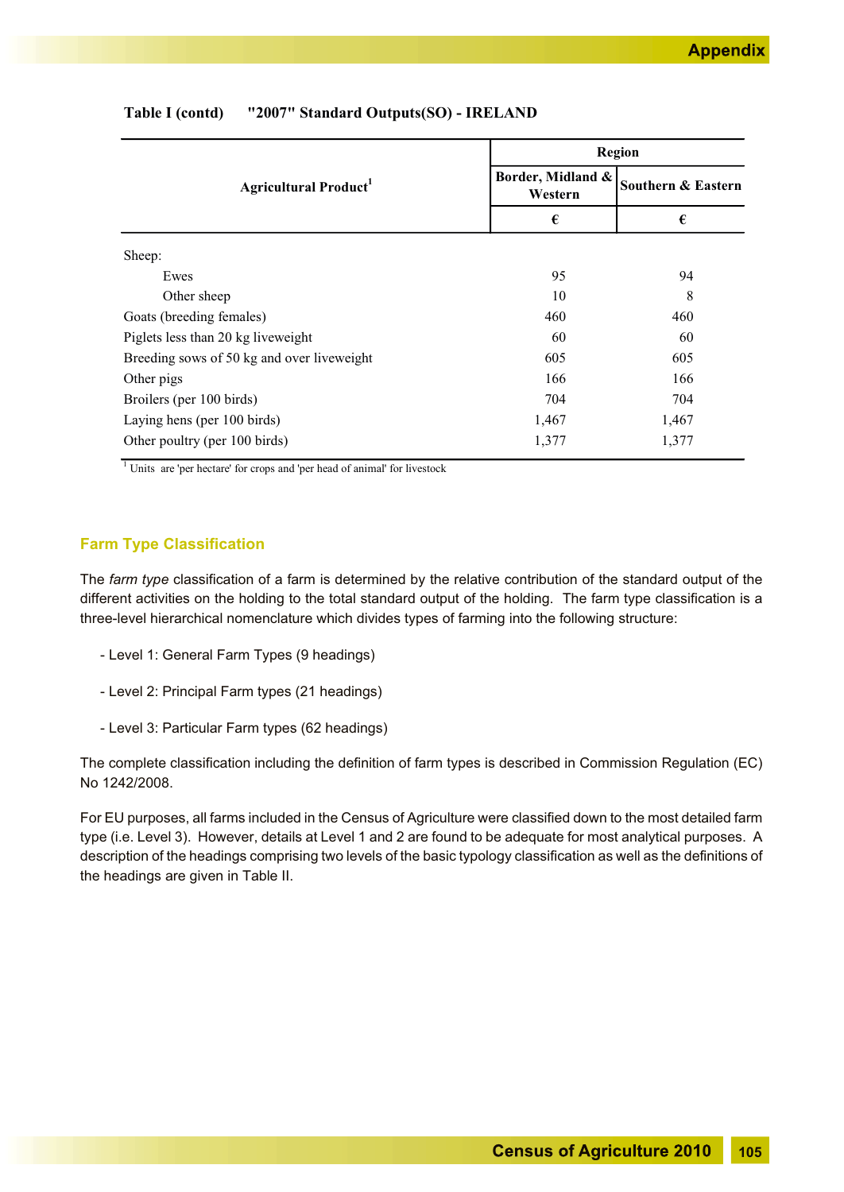**Table I (contd) "2007" Standard Outputs(SO) - IRELAND**

| Agricultural Product[1] | Region | |
|---|---|---|
| | Border, Midland & Western | Southern & Eastern |
| | € | € |
| Sheep: | | |
| Ewes | 95 | 94 |
| Other sheep | 10 | 8 |
| Goats (breeding females) | 460 | 460 |
| Piglets less than 20 kg liveweight | 60 | 60 |
| Breeding sows of 50 kg and over liveweight | 605 | 605 |
| Other pigs | 166 | 166 |
| Broilers (per 100 birds) | 704 | 704 |
| Laying hens (per 100 birds) | 1,467 | 1,467 |
| Other poultry (per 100 birds) | 1,377 | 1,377 |

[1] Units are 'per hectare' for crops and 'per head of animal' for livestock

## Farm Type Classification

The *farm type* classification of a farm is determined by the relative contribution of the standard output of the different activities on the holding to the total standard output of the holding. The farm type classification is a three-level hierarchical nomenclature which divides types of farming into the following structure:

- Level 1: General Farm Types (9 headings)

- Level 2: Principal Farm types (21 headings)

- Level 3: Particular Farm types (62 headings)

The complete classification including the definition of farm types is described in Commission Regulation (EC) No 1242/2008.

For EU purposes, all farms included in the Census of Agriculture were classified down to the most detailed farm type (i.e. Level 3). However, details at Level 1 and 2 are found to be adequate for most analytical purposes. A description of the headings comprising two levels of the basic typology classification as well as the definitions of the headings are given in Table II.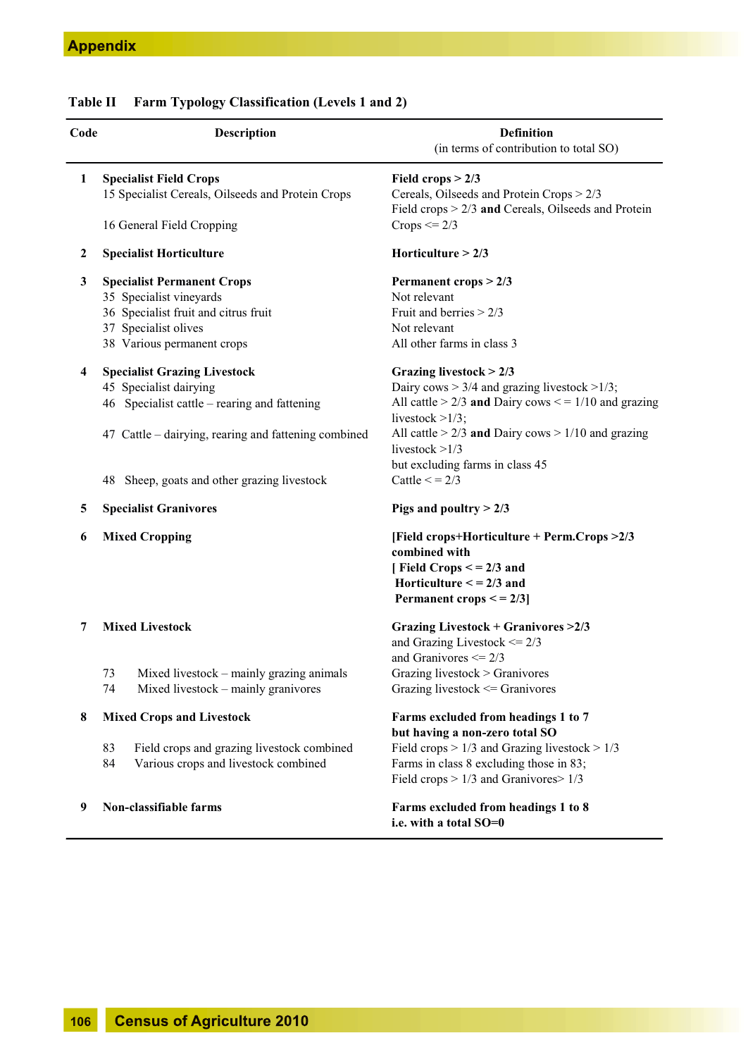## Appendix

**Table II Farm Typology Classification (Levels 1 and 2)**

| Code | Description | Definition (in terms of contribution to total SO) |
|---|---|---|
| **1** | **Specialist Field Crops** | **Field crops > 2/3** |
| | 15 Specialist Cereals, Oilseeds and Protein Crops | Cereals, Oilseeds and Protein Crops > 2/3 |
| | 16 General Field Cropping | Field crops > 2/3 **and** Cereals, Oilseeds and Protein Crops <= 2/3 |
| **2** | **Specialist Horticulture** | **Horticulture > 2/3** |
| **3** | **Specialist Permanent Crops** | **Permanent crops > 2/3** |
| | 35 Specialist vineyards | Not relevant |
| | 36 Specialist fruit and citrus fruit | Fruit and berries > 2/3 |
| | 37 Specialist olives | Not relevant |
| | 38 Various permanent crops | All other farms in class 3 |
| **4** | **Specialist Grazing Livestock** | **Grazing livestock > 2/3** |
| | 45 Specialist dairying | Dairy cows > 3/4 and grazing livestock >1/3; |
| | 46 Specialist cattle – rearing and fattening | All cattle > 2/3 **and** Dairy cows < = 1/10 and grazing livestock >1/3; |
| | 47 Cattle – dairying, rearing and fattening combined | All cattle > 2/3 **and** Dairy cows > 1/10 and grazing livestock >1/3 but excluding farms in class 45 |
| | 48 Sheep, goats and other grazing livestock | Cattle < = 2/3 |
| **5** | **Specialist Granivores** | **Pigs and poultry > 2/3** |
| **6** | **Mixed Cropping** | **[Field crops+Horticulture + Perm.Crops >2/3 combined with [ Field Crops < = 2/3 and Horticulture < = 2/3 and Permanent crops < = 2/3]** |
| **7** | **Mixed Livestock** | **Grazing Livestock + Granivores >2/3** and Grazing Livestock <= 2/3 and Granivores <= 2/3 |
| | 73 Mixed livestock – mainly grazing animals | Grazing livestock > Granivores |
| | 74 Mixed livestock – mainly granivores | Grazing livestock <= Granivores |
| **8** | **Mixed Crops and Livestock** | **Farms excluded from headings 1 to 7 but having a non-zero total SO** |
| | 83 Field crops and grazing livestock combined | Field crops > 1/3 and Grazing livestock > 1/3 |
| | 84 Various crops and livestock combined | Farms in class 8 excluding those in 83; Field crops > 1/3 and Granivores> 1/3 |
| **9** | **Non-classifiable farms** | **Farms excluded from headings 1 to 8 i.e. with a total SO=0** |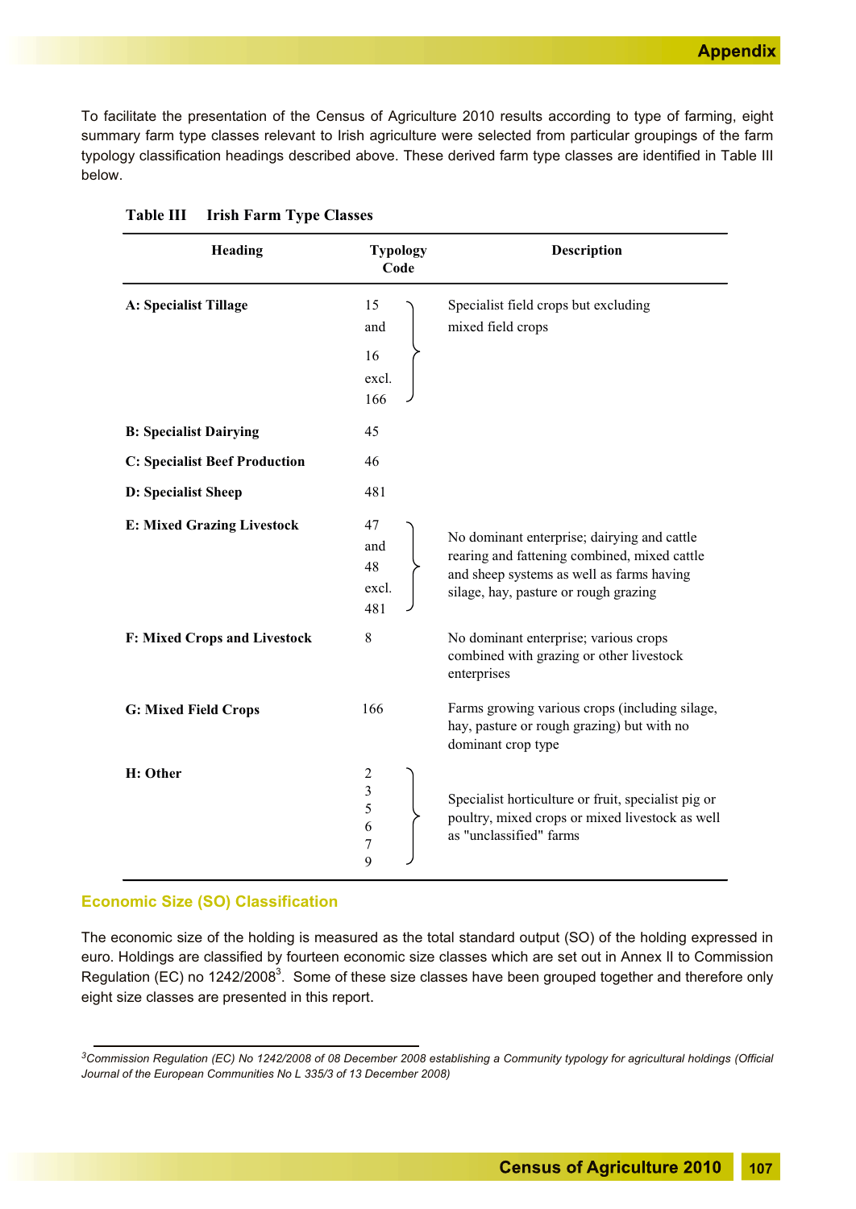To facilitate the presentation of the Census of Agriculture 2010 results according to type of farming, eight summary farm type classes relevant to Irish agriculture were selected from particular groupings of the farm typology classification headings described above. These derived farm type classes are identified in Table III below.

**Table III Irish Farm Type Classes**

| Heading | Typology Code | Description |
|---|---|---|
| **A: Specialist Tillage** | 15 and 16 excl. 166 | Specialist field crops but excluding mixed field crops |
| **B: Specialist Dairying** | 45 | |
| **C: Specialist Beef Production** | 46 | |
| **D: Specialist Sheep** | 481 | |
| **E: Mixed Grazing Livestock** | 47 and 48 excl. 481 | No dominant enterprise; dairying and cattle rearing and fattening combined, mixed cattle and sheep systems as well as farms having silage, hay, pasture or rough grazing |
| **F: Mixed Crops and Livestock** | 8 | No dominant enterprise; various crops combined with grazing or other livestock enterprises |
| **G: Mixed Field Crops** | 166 | Farms growing various crops (including silage, hay, pasture or rough grazing) but with no dominant crop type |
| **H: Other** | 2 3 5 6 7 9 | Specialist horticulture or fruit, specialist pig or poultry, mixed crops or mixed livestock as well as "unclassified" farms |

## Economic Size (SO) Classification

The economic size of the holding is measured as the total standard output (SO) of the holding expressed in euro. Holdings are classified by fourteen economic size classes which are set out in Annex II to Commission Regulation (EC) no 1242/2008[3]. Some of these size classes have been grouped together and therefore only eight size classes are presented in this report.

[3] *Commission Regulation (EC) No 1242/2008 of 08 December 2008 establishing a Community typology for agricultural holdings (Official Journal of the European Communities No L 335/3 of 13 December 2008)*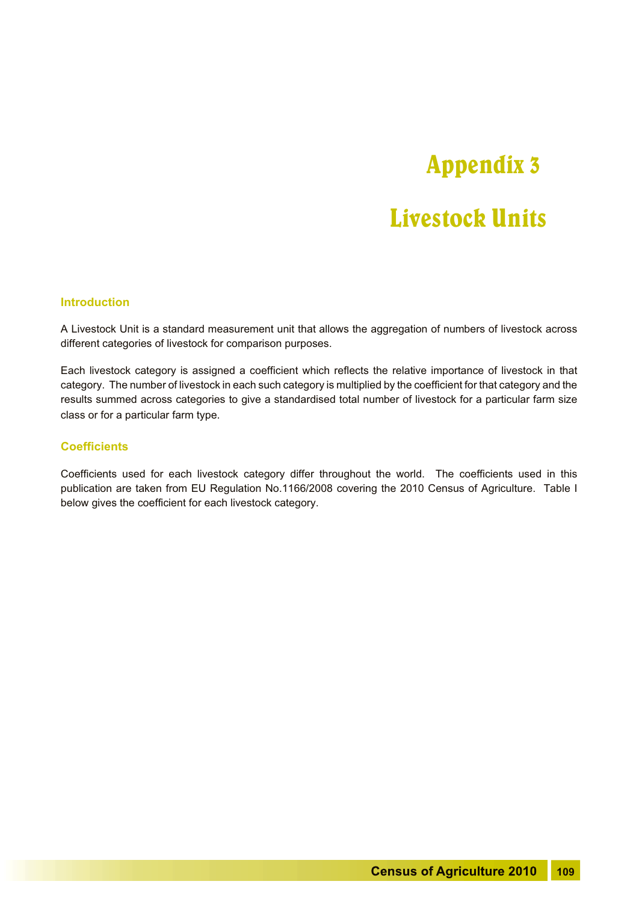# Appendix 3

# Livestock Units

## Introduction

A Livestock Unit is a standard measurement unit that allows the aggregation of numbers of livestock across different categories of livestock for comparison purposes.

Each livestock category is assigned a coefficient which reflects the relative importance of livestock in that category. The number of livestock in each such category is multiplied by the coefficient for that category and the results summed across categories to give a standardised total number of livestock for a particular farm size class or for a particular farm type.

## Coefficients

Coefficients used for each livestock category differ throughout the world. The coefficients used in this publication are taken from EU Regulation No.1166/2008 covering the 2010 Census of Agriculture. Table I below gives the coefficient for each livestock category.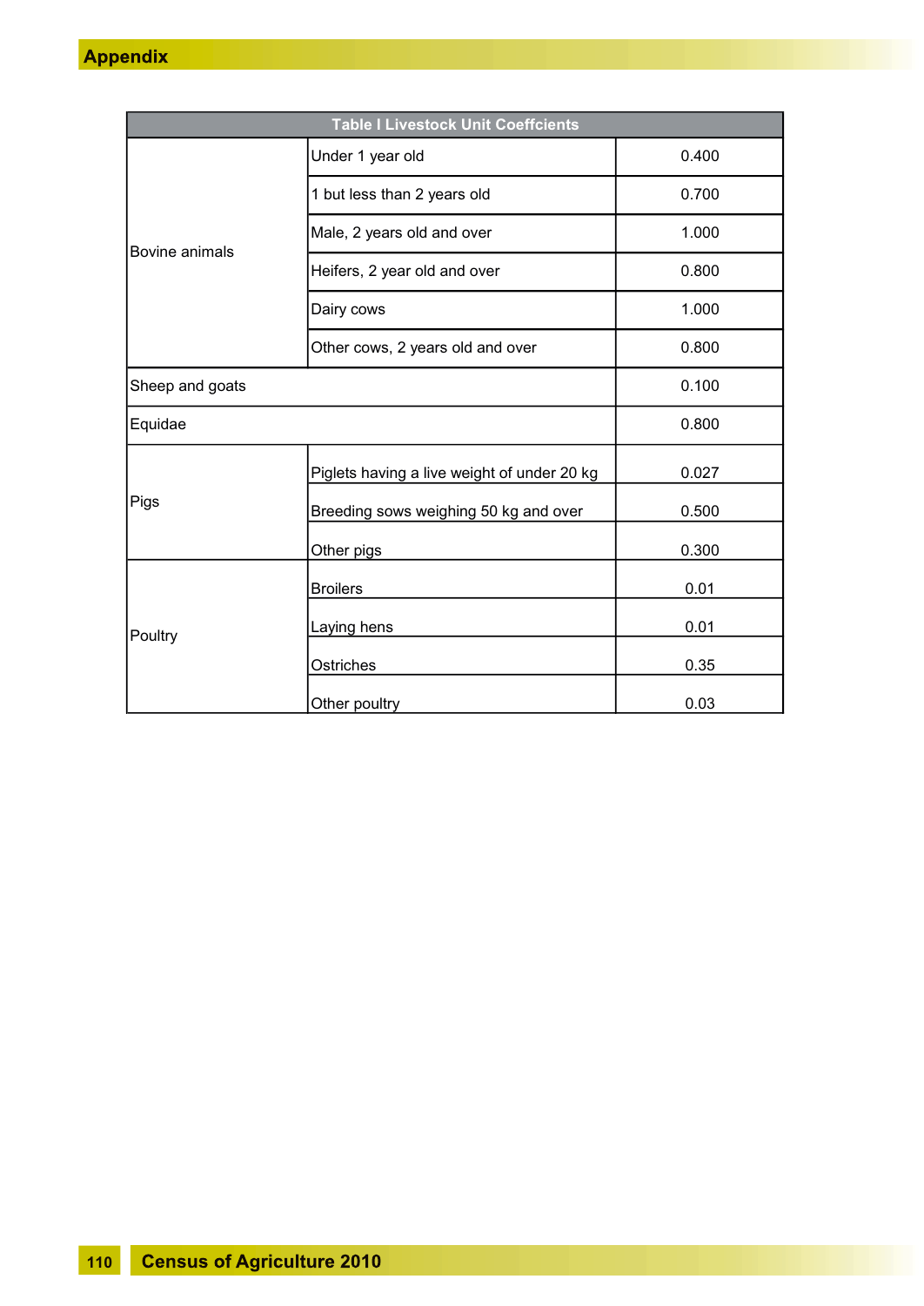## Appendix

**Table I Livestock Unit Coeffcients**

| | | |
|---|---|---|
| Bovine animals | Under 1 year old | 0.400 |
| | 1 but less than 2 years old | 0.700 |
| | Male, 2 years old and over | 1.000 |
| | Heifers, 2 year old and over | 0.800 |
| | Dairy cows | 1.000 |
| | Other cows, 2 years old and over | 0.800 |
| Sheep and goats | | 0.100 |
| Equidae | | 0.800 |
| Pigs | Piglets having a live weight of under 20 kg | 0.027 |
| | Breeding sows weighing 50 kg and over | 0.500 |
| | Other pigs | 0.300 |
| Poultry | Broilers | 0.01 |
| | Laying hens | 0.01 |
| | Ostriches | 0.35 |
| | Other poultry | 0.03 |